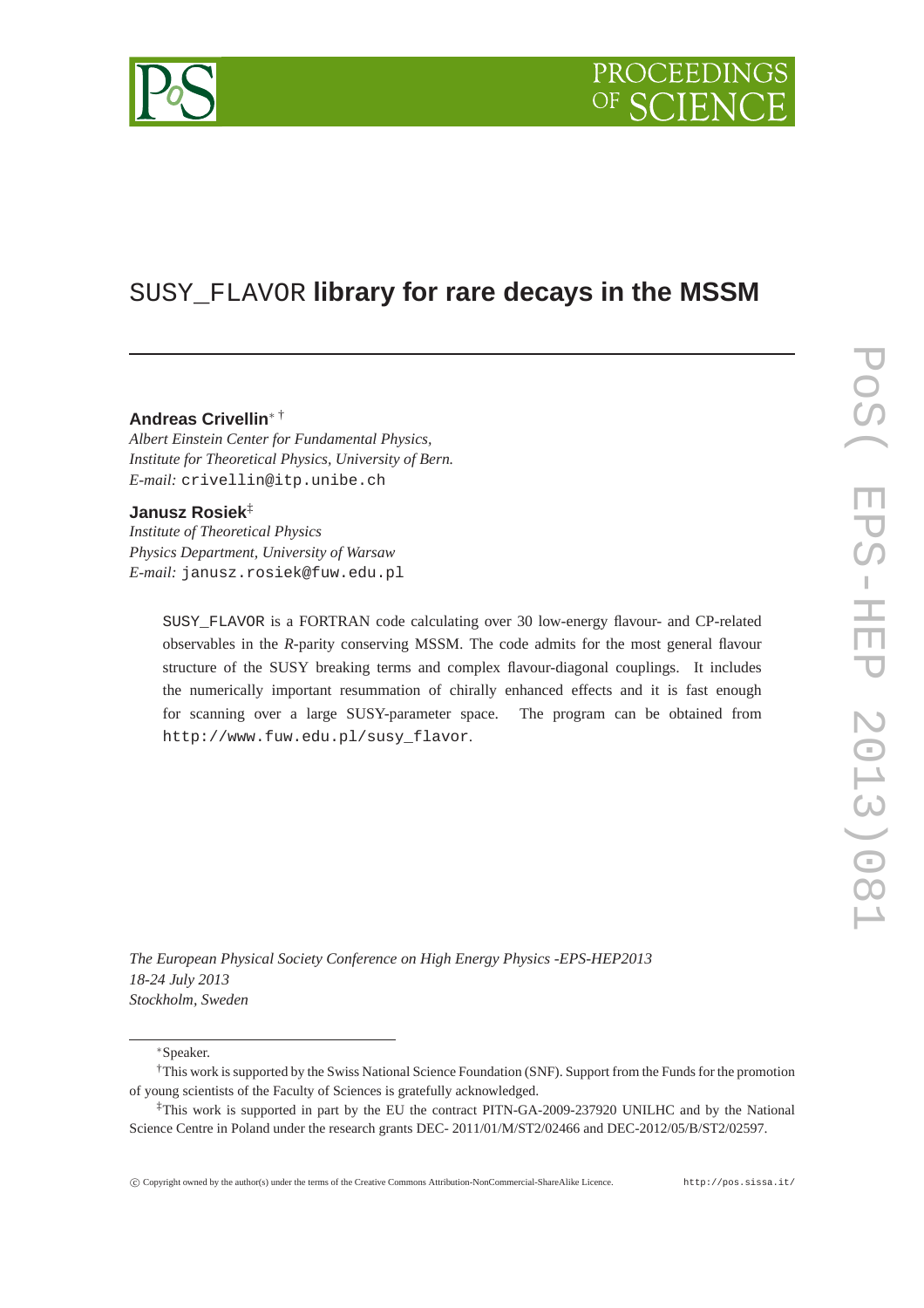# SUSY_FLAVOR library for rare decays in the MSSM

**Andreas Crivellin**[∗ †]
*Albert Einstein Center for Fundamental Physics,*
*Institute for Theoretical Physics, University of Bern.*
*E-mail:* crivellin@itp.unibe.ch

**Janusz Rosiek**[‡]
*Institute of Theoretical Physics*
*Physics Department, University of Warsaw*
*E-mail:* janusz.rosiek@fuw.edu.pl

SUSY_FLAVOR is a FORTRAN code calculating over 30 low-energy flavour- and CP-related observables in the *R*-parity conserving MSSM. The code admits for the most general flavour structure of the SUSY breaking terms and complex flavour-diagonal couplings. It includes the numerically important resummation of chirally enhanced effects and it is fast enough for scanning over a large SUSY-parameter space. The program can be obtained from http://www.fuw.edu.pl/susy_flavor.

*The European Physical Society Conference on High Energy Physics -EPS-HEP2013*
*18-24 July 2013*
*Stockholm, Sweden*

[∗]Speaker.

[†]This work is supported by the Swiss National Science Foundation (SNF). Support from the Funds for the promotion of young scientists of the Faculty of Sciences is gratefully acknowledged.

[‡]This work is supported in part by the EU the contract PITN-GA-2009-237920 UNILHC and by the National Science Centre in Poland under the research grants DEC- 2011/01/M/ST2/02466 and DEC-2012/05/B/ST2/02597.

© Copyright owned by the author(s) under the terms of the Creative Commons Attribution-NonCommercial-ShareAlike Licence. http://pos.sissa.it/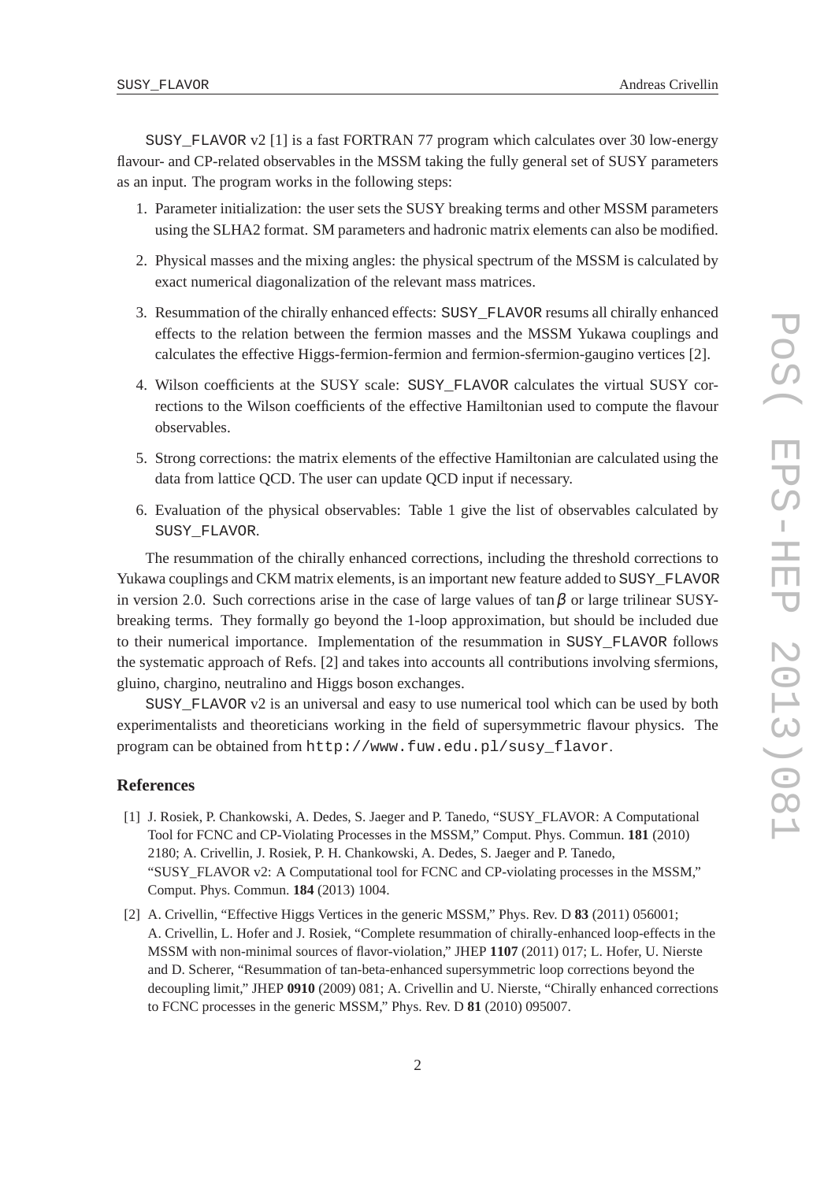SUSY_FLAVOR v2 [1] is a fast FORTRAN 77 program which calculates over 30 low-energy flavour- and CP-related observables in the MSSM taking the fully general set of SUSY parameters as an input. The program works in the following steps:

1. Parameter initialization: the user sets the SUSY breaking terms and other MSSM parameters using the SLHA2 format. SM parameters and hadronic matrix elements can also be modified.
2. Physical masses and the mixing angles: the physical spectrum of the MSSM is calculated by exact numerical diagonalization of the relevant mass matrices.
3. Resummation of the chirally enhanced effects: SUSY_FLAVOR resums all chirally enhanced effects to the relation between the fermion masses and the MSSM Yukawa couplings and calculates the effective Higgs-fermion-fermion and fermion-sfermion-gaugino vertices [2].
4. Wilson coefficients at the SUSY scale: SUSY_FLAVOR calculates the virtual SUSY corrections to the Wilson coefficients of the effective Hamiltonian used to compute the flavour observables.
5. Strong corrections: the matrix elements of the effective Hamiltonian are calculated using the data from lattice QCD. The user can update QCD input if necessary.
6. Evaluation of the physical observables: Table 1 give the list of observables calculated by SUSY_FLAVOR.

The resummation of the chirally enhanced corrections, including the threshold corrections to Yukawa couplings and CKM matrix elements, is an important new feature added to SUSY_FLAVOR in version 2.0. Such corrections arise in the case of large values of $\tan\beta$ or large trilinear SUSY-breaking terms. They formally go beyond the 1-loop approximation, but should be included due to their numerical importance. Implementation of the resummation in SUSY_FLAVOR follows the systematic approach of Refs. [2] and takes into accounts all contributions involving sfermions, gluino, chargino, neutralino and Higgs boson exchanges.

SUSY_FLAVOR v2 is an universal and easy to use numerical tool which can be used by both experimentalists and theoreticians working in the field of supersymmetric flavour physics. The program can be obtained from http://www.fuw.edu.pl/susy_flavor.

## References

[1] J. Rosiek, P. Chankowski, A. Dedes, S. Jaeger and P. Tanedo, "SUSY_FLAVOR: A Computational Tool for FCNC and CP-Violating Processes in the MSSM," Comput. Phys. Commun. **181** (2010) 2180; A. Crivellin, J. Rosiek, P. H. Chankowski, A. Dedes, S. Jaeger and P. Tanedo, "SUSY_FLAVOR v2: A Computational tool for FCNC and CP-violating processes in the MSSM," Comput. Phys. Commun. **184** (2013) 1004.

[2] A. Crivellin, "Effective Higgs Vertices in the generic MSSM," Phys. Rev. D **83** (2011) 056001; A. Crivellin, L. Hofer and J. Rosiek, "Complete resummation of chirally-enhanced loop-effects in the MSSM with non-minimal sources of flavor-violation," JHEP **1107** (2011) 017; L. Hofer, U. Nierste and D. Scherer, "Resummation of tan-beta-enhanced supersymmetric loop corrections beyond the decoupling limit," JHEP **0910** (2009) 081; A. Crivellin and U. Nierste, "Chirally enhanced corrections to FCNC processes in the generic MSSM," Phys. Rev. D **81** (2010) 095007.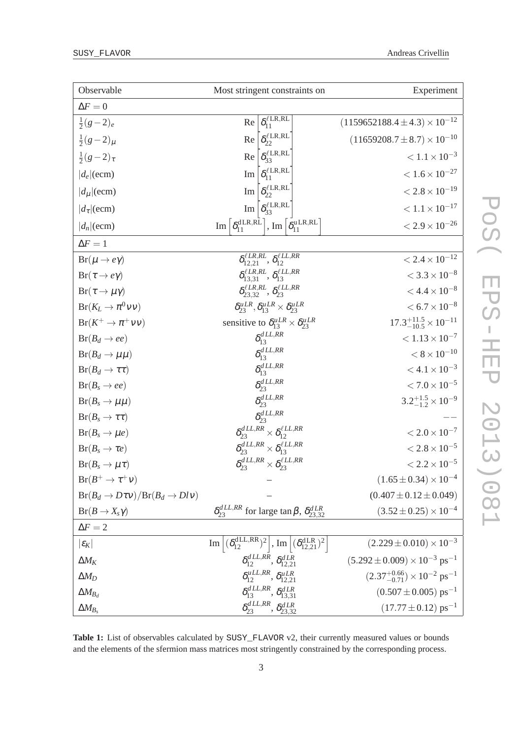| Observable | Most stringent constraints on | Experiment |
|---|---|---|
| $\Delta F = 0$ | | |
| $\frac{1}{2}(g-2)_e$ | $\mathrm{Re}\left[\delta_{11}^{\ell\,\mathrm{LR,RL}}\right]$ | $(1159652188.4 \pm 4.3) \times 10^{-12}$ |
| $\frac{1}{2}(g-2)_\mu$ | $\mathrm{Re}\left[\delta_{22}^{\ell\,\mathrm{LR,RL}}\right]$ | $(11659208.7 \pm 8.7) \times 10^{-10}$ |
| $\frac{1}{2}(g-2)_\tau$ | $\mathrm{Re}\left[\delta_{33}^{\ell\,\mathrm{LR,RL}}\right]$ | $< 1.1 \times 10^{-3}$ |
| $\lvert d_e\rvert(\mathrm{ecm})$ | $\mathrm{Im}\left[\delta_{11}^{\ell\,\mathrm{LR,RL}}\right]$ | $< 1.6 \times 10^{-27}$ |
| $\lvert d_\mu\rvert(\mathrm{ecm})$ | $\mathrm{Im}\left[\delta_{22}^{\ell\,\mathrm{LR,RL}}\right]$ | $< 2.8 \times 10^{-19}$ |
| $\lvert d_\tau\rvert(\mathrm{ecm})$ | $\mathrm{Im}\left[\delta_{33}^{\ell\,\mathrm{LR,RL}}\right]$ | $< 1.1 \times 10^{-17}$ |
| $\lvert d_n\rvert(\mathrm{ecm})$ | $\mathrm{Im}\left[\delta_{11}^{\mathrm{dLR,RL}}\right]$, $\mathrm{Im}\left[\delta_{11}^{\mathrm{uLR,RL}}\right]$ | $< 2.9 \times 10^{-26}$ |
| $\Delta F = 1$ | | |
| $\mathrm{Br}(\mu \to e\gamma)$ | $\delta_{12,21}^{\ell LR,RL}$, $\delta_{12}^{\ell LL,RR}$ | $< 2.4 \times 10^{-12}$ |
| $\mathrm{Br}(\tau \to e\gamma)$ | $\delta_{13,31}^{\ell LR,RL}$, $\delta_{13}^{\ell LL,RR}$ | $< 3.3 \times 10^{-8}$ |
| $\mathrm{Br}(\tau \to \mu\gamma)$ | $\delta_{23,32}^{\ell LR,RL}$, $\delta_{23}^{\ell LL,RR}$ | $< 4.4 \times 10^{-8}$ |
| $\mathrm{Br}(K_L \to \pi^0 \nu\nu)$ | $\delta_{23}^{uLR}, \delta_{13}^{uLR} \times \delta_{23}^{uLR}$ | $< 6.7 \times 10^{-8}$ |
| $\mathrm{Br}(K^+ \to \pi^+ \nu\nu)$ | sensitive to $\delta_{13}^{uLR} \times \delta_{23}^{uLR}$ | $17.3^{+11.5}_{-10.5} \times 10^{-11}$ |
| $\mathrm{Br}(B_d \to ee)$ | $\delta_{13}^{dLL,RR}$ | $< 1.13 \times 10^{-7}$ |
| $\mathrm{Br}(B_d \to \mu\mu)$ | $\delta_{13}^{dLL,RR}$ | $< 8 \times 10^{-10}$ |
| $\mathrm{Br}(B_d \to \tau\tau)$ | $\delta_{13}^{dLL,RR}$ | $< 4.1 \times 10^{-3}$ |
| $\mathrm{Br}(B_s \to ee)$ | $\delta_{23}^{dLL,RR}$ | $< 7.0 \times 10^{-5}$ |
| $\mathrm{Br}(B_s \to \mu\mu)$ | $\delta_{23}^{dLL,RR}$ | $3.2^{+1.5}_{-1.2} \times 10^{-9}$ |
| $\mathrm{Br}(B_s \to \tau\tau)$ | $\delta_{23}^{dLL,RR}$ | $--$ |
| $\mathrm{Br}(B_s \to \mu e)$ | $\delta_{23}^{dLL,RR} \times \delta_{12}^{\ell LL,RR}$ | $< 2.0 \times 10^{-7}$ |
| $\mathrm{Br}(B_s \to \tau e)$ | $\delta_{23}^{dLL,RR} \times \delta_{13}^{\ell LL,RR}$ | $< 2.8 \times 10^{-5}$ |
| $\mathrm{Br}(B_s \to \mu\tau)$ | $\delta_{23}^{dLL,RR} \times \delta_{23}^{\ell LL,RR}$ | $< 2.2 \times 10^{-5}$ |
| $\mathrm{Br}(B^+ \to \tau^+ \nu)$ | $-$ | $(1.65 \pm 0.34) \times 10^{-4}$ |
| $\mathrm{Br}(B_d \to D\tau\nu)/\mathrm{Br}(B_d \to Dl\nu)$ | $-$ | $(0.407 \pm 0.12 \pm 0.049)$ |
| $\mathrm{Br}(B \to X_s\gamma)$ | $\delta_{23}^{dLL,RR}$ for large $\tan\beta$, $\delta_{23,32}^{dLR}$ | $(3.52 \pm 0.25) \times 10^{-4}$ |
| $\Delta F = 2$ | | |
| $\lvert\varepsilon_K\rvert$ | $\mathrm{Im}\left[(\delta_{12}^{\mathrm{dLL,RR}})^2\right]$, $\mathrm{Im}\left[(\delta_{12,21}^{\mathrm{dLR}})^2\right]$ | $(2.229 \pm 0.010) \times 10^{-3}$ |
| $\Delta M_K$ | $\delta_{12}^{dLL,RR}$, $\delta_{12,21}^{dLR}$ | $(5.292 \pm 0.009) \times 10^{-3}\ \mathrm{ps}^{-1}$ |
| $\Delta M_D$ | $\delta_{12}^{uLL,RR}$, $\delta_{12,21}^{uLR}$ | $(2.37^{+0.66}_{-0.71}) \times 10^{-2}\ \mathrm{ps}^{-1}$ |
| $\Delta M_{B_d}$ | $\delta_{13}^{dLL,RR}$, $\delta_{13,31}^{dLR}$ | $(0.507 \pm 0.005)\ \mathrm{ps}^{-1}$ |
| $\Delta M_{B_s}$ | $\delta_{23}^{dLL,RR}$, $\delta_{23,32}^{dLR}$ | $(17.77 \pm 0.12)\ \mathrm{ps}^{-1}$ |

**Table 1:** List of observables calculated by SUSY_FLAVOR v2, their currently measured values or bounds and the elements of the sfermion mass matrices most stringently constrained by the corresponding process.